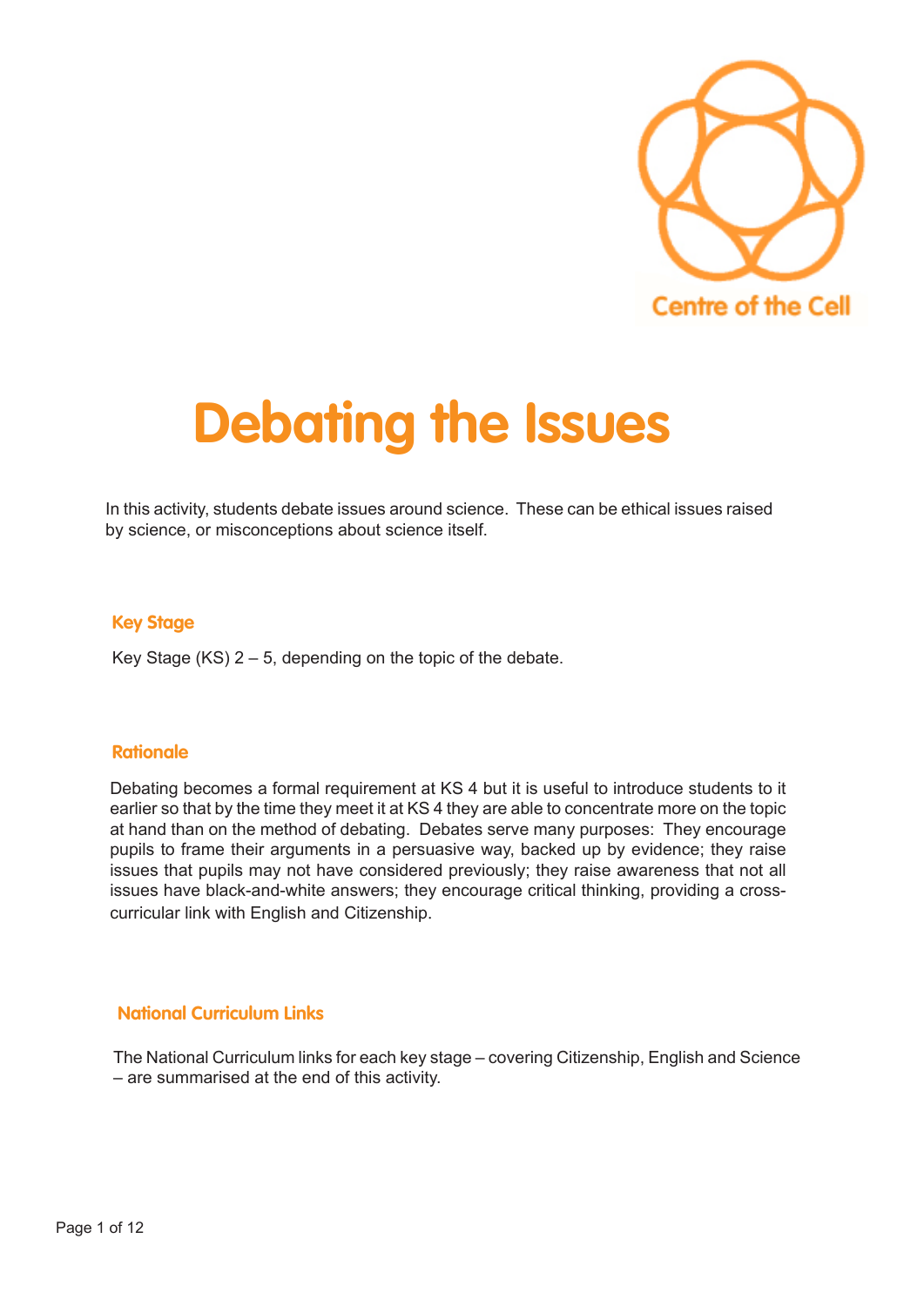Centre of the Cell

# Debating the Issues

In this activity, students debate issues around science. These can be ethical issues raised by science, or misconceptions about science itself.

## Key Stage

Key Stage (KS) 2 – 5, depending on the topic of the debate.

## Rationale

Debating becomes a formal requirement at KS 4 but it is useful to introduce students to it earlier so that by the time they meet it at KS 4 they are able to concentrate more on the topic at hand than on the method of debating. Debates serve many purposes: They encourage pupils to frame their arguments in a persuasive way, backed up by evidence; they raise issues that pupils may not have considered previously; they raise awareness that not all issues have black-and-white answers; they encourage critical thinking, providing a cross-curricular link with English and Citizenship.

## National Curriculum Links

The National Curriculum links for each key stage – covering Citizenship, English and Science – are summarised at the end of this activity.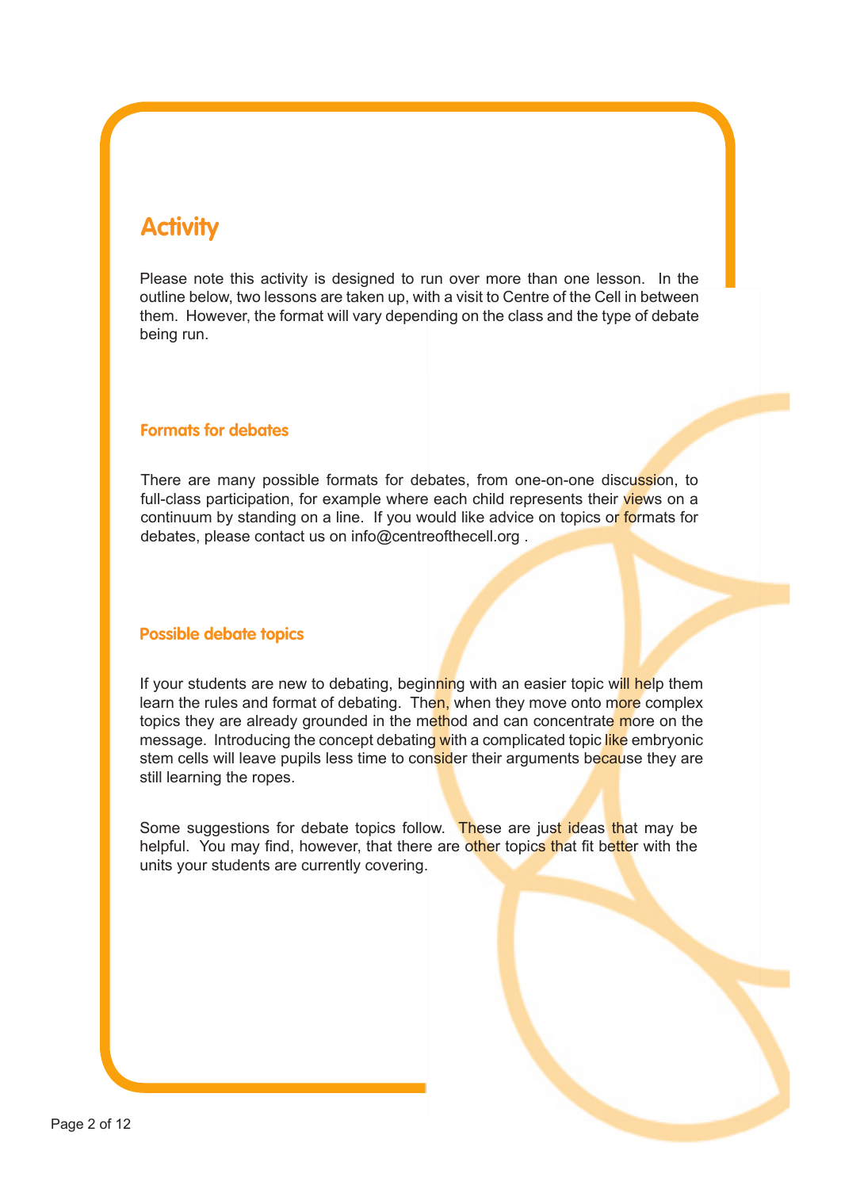## Activity

Please note this activity is designed to run over more than one lesson. In the outline below, two lessons are taken up, with a visit to Centre of the Cell in between them. However, the format will vary depending on the class and the type of debate being run.

### Formats for debates

There are many possible formats for debates, from one-on-one discussion, to full-class participation, for example where each child represents their views on a continuum by standing on a line. If you would like advice on topics or formats for debates, please contact us on info@centreofthecell.org .

### Possible debate topics

If your students are new to debating, beginning with an easier topic will help them learn the rules and format of debating. Then, when they move onto more complex topics they are already grounded in the method and can concentrate more on the message. Introducing the concept debating with a complicated topic like embryonic stem cells will leave pupils less time to consider their arguments because they are still learning the ropes.

Some suggestions for debate topics follow. These are just ideas that may be helpful. You may find, however, that there are other topics that fit better with the units your students are currently covering.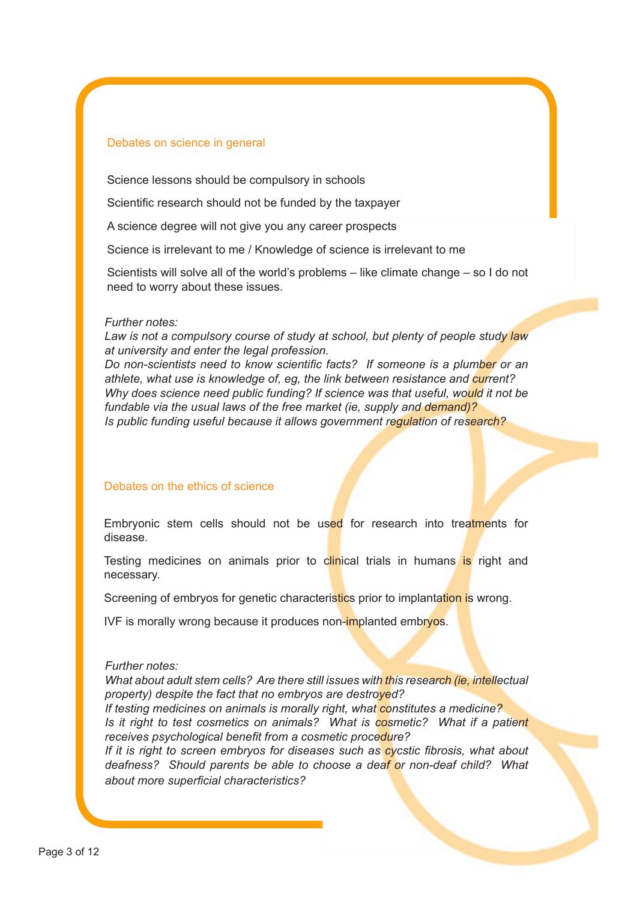## Debates on science in general

Science lessons should be compulsory in schools

Scientific research should not be funded by the taxpayer

A science degree will not give you any career prospects

Science is irrelevant to me / Knowledge of science is irrelevant to me

Scientists will solve all of the world's problems – like climate change – so I do not need to worry about these issues.

*Further notes:*
*Law is not a compulsory course of study at school, but plenty of people study law at university and enter the legal profession.*
*Do non-scientists need to know scientific facts? If someone is a plumber or an athlete, what use is knowledge of, eg, the link between resistance and current?*
*Why does science need public funding? If science was that useful, would it not be fundable via the usual laws of the free market (ie, supply and demand)?*
*Is public funding useful because it allows government regulation of research?*

## Debates on the ethics of science

Embryonic stem cells should not be used for research into treatments for disease.

Testing medicines on animals prior to clinical trials in humans is right and necessary.

Screening of embryos for genetic characteristics prior to implantation is wrong.

IVF is morally wrong because it produces non-implanted embryos.

*Further notes:*
*What about adult stem cells? Are there still issues with this research (ie, intellectual property) despite the fact that no embryos are destroyed?*
*If testing medicines on animals is morally right, what constitutes a medicine?*
*Is it right to test cosmetics on animals? What is cosmetic? What if a patient receives psychological benefit from a cosmetic procedure?*
*If it is right to screen embryos for diseases such as cycstic fibrosis, what about deafness? Should parents be able to choose a deaf or non-deaf child? What about more superficial characteristics?*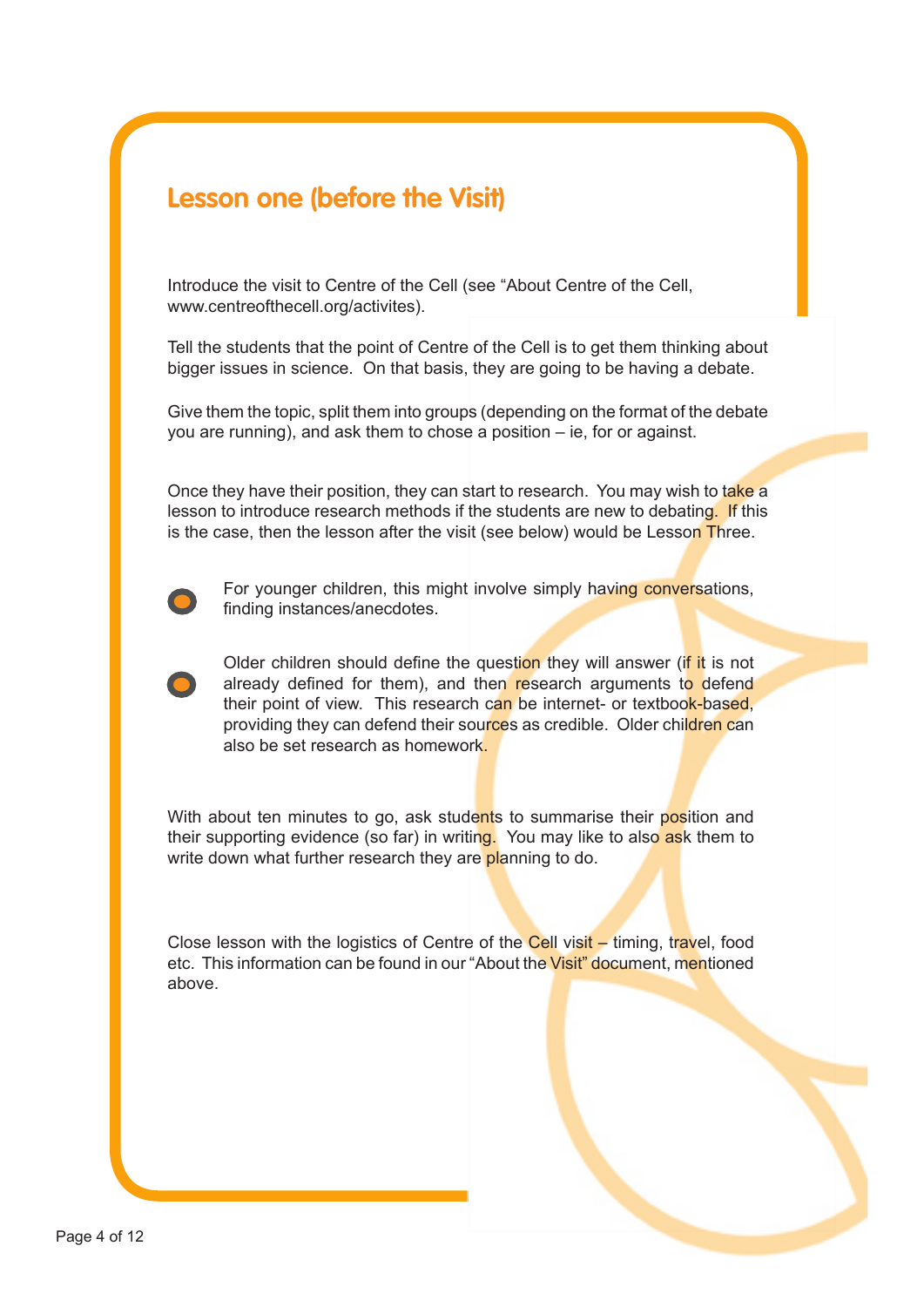## Lesson one (before the Visit)

Introduce the visit to Centre of the Cell (see "About Centre of the Cell, www.centreofthecell.org/activites).

Tell the students that the point of Centre of the Cell is to get them thinking about bigger issues in science. On that basis, they are going to be having a debate.

Give them the topic, split them into groups (depending on the format of the debate you are running), and ask them to chose a position – ie, for or against.

Once they have their position, they can start to research. You may wish to take a lesson to introduce research methods if the students are new to debating. If this is the case, then the lesson after the visit (see below) would be Lesson Three.

- For younger children, this might involve simply having conversations, finding instances/anecdotes.
- Older children should define the question they will answer (if it is not already defined for them), and then research arguments to defend their point of view. This research can be internet- or textbook-based, providing they can defend their sources as credible. Older children can also be set research as homework.

With about ten minutes to go, ask students to summarise their position and their supporting evidence (so far) in writing. You may like to also ask them to write down what further research they are planning to do.

Close lesson with the logistics of Centre of the Cell visit – timing, travel, food etc. This information can be found in our "About the Visit" document, mentioned above.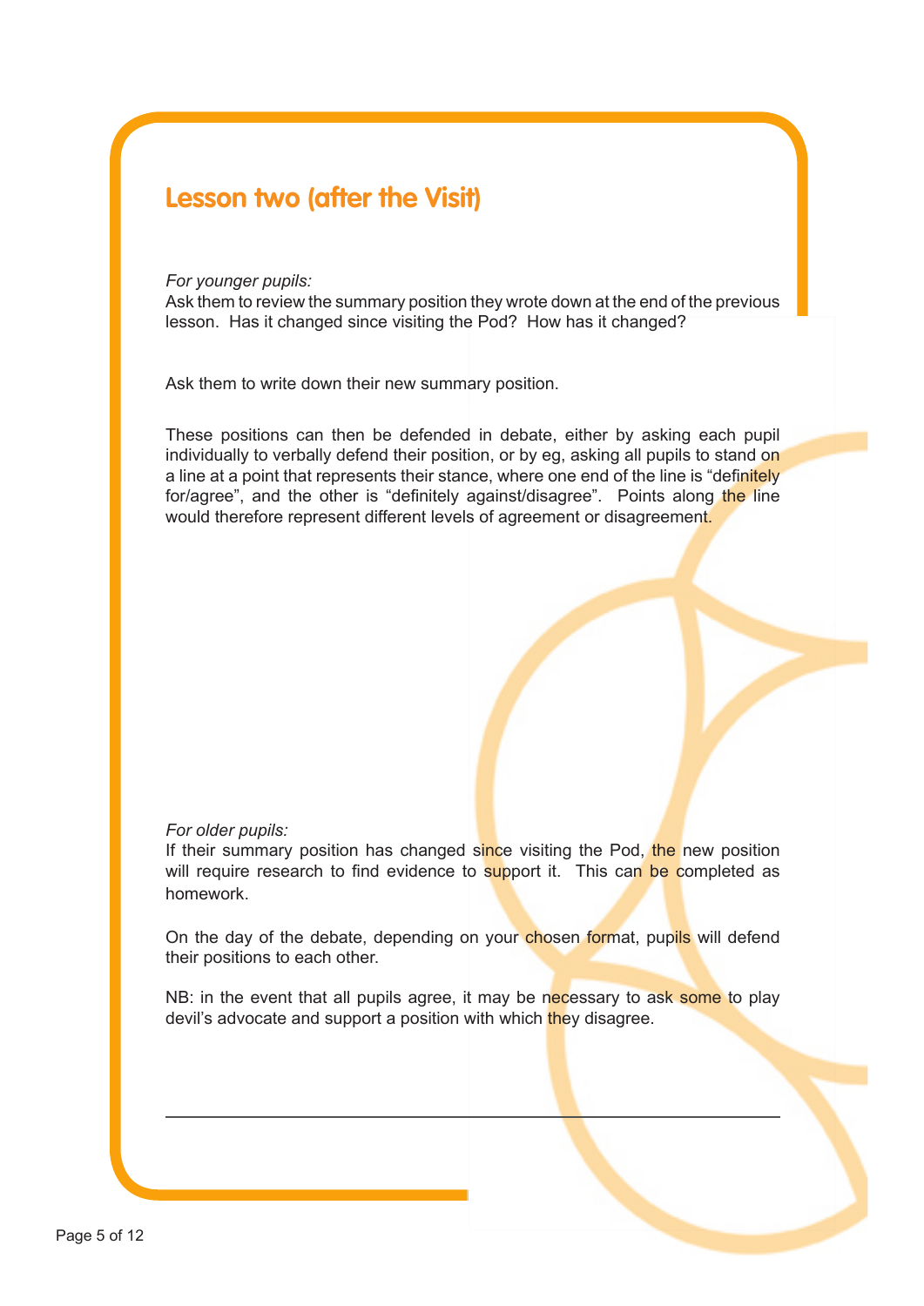## Lesson two (after the Visit)

*For younger pupils:*
Ask them to review the summary position they wrote down at the end of the previous lesson. Has it changed since visiting the Pod? How has it changed?

Ask them to write down their new summary position.

These positions can then be defended in debate, either by asking each pupil individually to verbally defend their position, or by eg, asking all pupils to stand on a line at a point that represents their stance, where one end of the line is "definitely for/agree", and the other is "definitely against/disagree". Points along the line would therefore represent different levels of agreement or disagreement.

*For older pupils:*
If their summary position has changed since visiting the Pod, the new position will require research to find evidence to support it. This can be completed as homework.

On the day of the debate, depending on your chosen format, pupils will defend their positions to each other.

NB: in the event that all pupils agree, it may be necessary to ask some to play devil's advocate and support a position with which they disagree.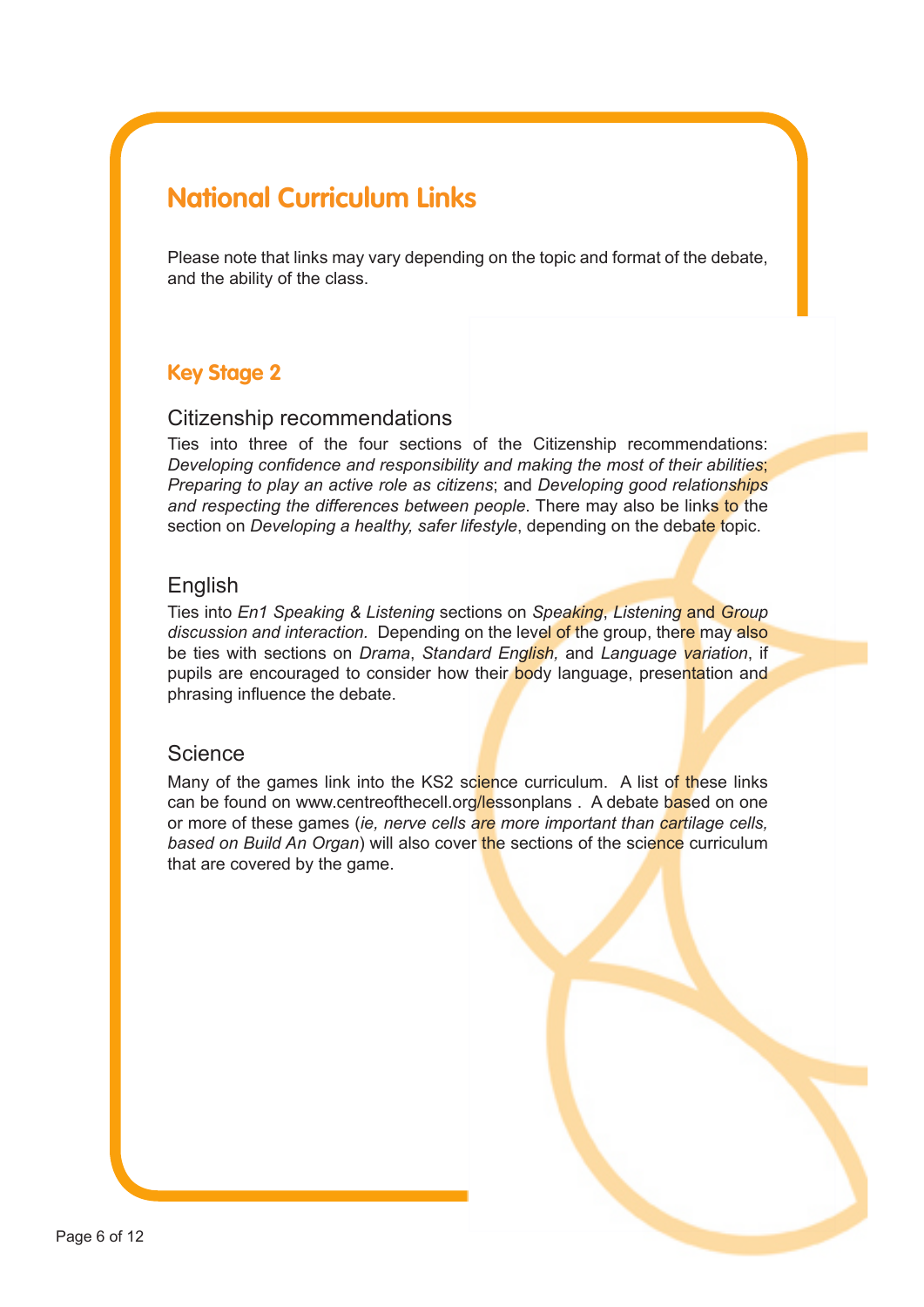# National Curriculum Links

Please note that links may vary depending on the topic and format of the debate, and the ability of the class.

## Key Stage 2

### Citizenship recommendations

Ties into three of the four sections of the Citizenship recommendations: *Developing confidence and responsibility and making the most of their abilities*; *Preparing to play an active role as citizens*; and *Developing good relationships and respecting the differences between people*. There may also be links to the section on *Developing a healthy, safer lifestyle*, depending on the debate topic.

### English

Ties into *En1 Speaking & Listening* sections on *Speaking*, *Listening* and *Group discussion and interaction.* Depending on the level of the group, there may also be ties with sections on *Drama*, *Standard English,* and *Language variation*, if pupils are encouraged to consider how their body language, presentation and phrasing influence the debate.

### Science

Many of the games link into the KS2 science curriculum. A list of these links can be found on www.centreofthecell.org/lessonplans . A debate based on one or more of these games (*ie, nerve cells are more important than cartilage cells, based on Build An Organ*) will also cover the sections of the science curriculum that are covered by the game.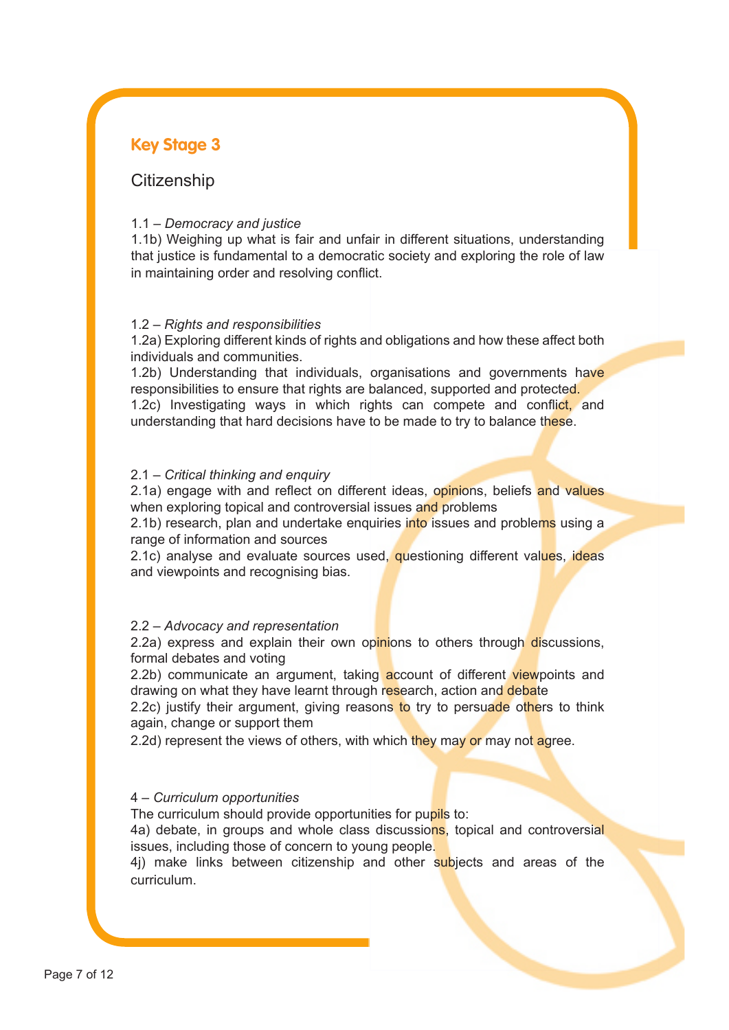## Key Stage 3

### Citizenship

1.1 – *Democracy and justice*
1.1b) Weighing up what is fair and unfair in different situations, understanding that justice is fundamental to a democratic society and exploring the role of law in maintaining order and resolving conflict.

1.2 – *Rights and responsibilities*
1.2a) Exploring different kinds of rights and obligations and how these affect both individuals and communities.
1.2b) Understanding that individuals, organisations and governments have responsibilities to ensure that rights are balanced, supported and protected.
1.2c) Investigating ways in which rights can compete and conflict, and understanding that hard decisions have to be made to try to balance these.

2.1 – *Critical thinking and enquiry*
2.1a) engage with and reflect on different ideas, opinions, beliefs and values when exploring topical and controversial issues and problems
2.1b) research, plan and undertake enquiries into issues and problems using a range of information and sources
2.1c) analyse and evaluate sources used, questioning different values, ideas and viewpoints and recognising bias.

2.2 – *Advocacy and representation*
2.2a) express and explain their own opinions to others through discussions, formal debates and voting
2.2b) communicate an argument, taking account of different viewpoints and drawing on what they have learnt through research, action and debate
2.2c) justify their argument, giving reasons to try to persuade others to think again, change or support them
2.2d) represent the views of others, with which they may or may not agree.

4 – *Curriculum opportunities*
The curriculum should provide opportunities for pupils to:
4a) debate, in groups and whole class discussions, topical and controversial issues, including those of concern to young people.
4j) make links between citizenship and other subjects and areas of the curriculum.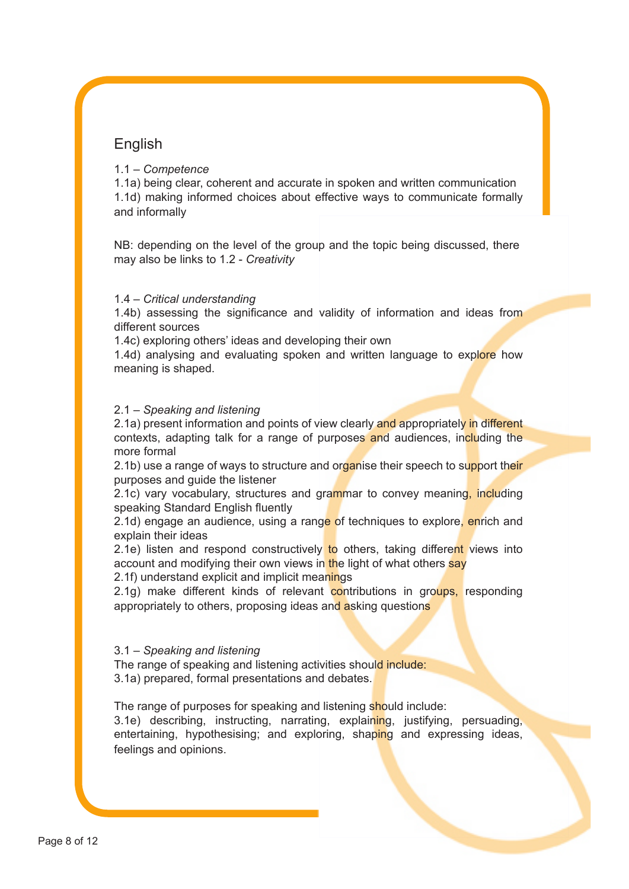## English

1.1 – *Competence*
1.1a) being clear, coherent and accurate in spoken and written communication
1.1d) making informed choices about effective ways to communicate formally and informally

NB: depending on the level of the group and the topic being discussed, there may also be links to 1.2 - *Creativity*

1.4 – *Critical understanding*
1.4b) assessing the significance and validity of information and ideas from different sources
1.4c) exploring others' ideas and developing their own
1.4d) analysing and evaluating spoken and written language to explore how meaning is shaped.

2.1 – *Speaking and listening*
2.1a) present information and points of view clearly and appropriately in different contexts, adapting talk for a range of purposes and audiences, including the more formal
2.1b) use a range of ways to structure and organise their speech to support their purposes and guide the listener
2.1c) vary vocabulary, structures and grammar to convey meaning, including speaking Standard English fluently
2.1d) engage an audience, using a range of techniques to explore, enrich and explain their ideas
2.1e) listen and respond constructively to others, taking different views into account and modifying their own views in the light of what others say
2.1f) understand explicit and implicit meanings
2.1g) make different kinds of relevant contributions in groups, responding appropriately to others, proposing ideas and asking questions

3.1 – *Speaking and listening*
The range of speaking and listening activities should include:
3.1a) prepared, formal presentations and debates.

The range of purposes for speaking and listening should include:
3.1e) describing, instructing, narrating, explaining, justifying, persuading, entertaining, hypothesising; and exploring, shaping and expressing ideas, feelings and opinions.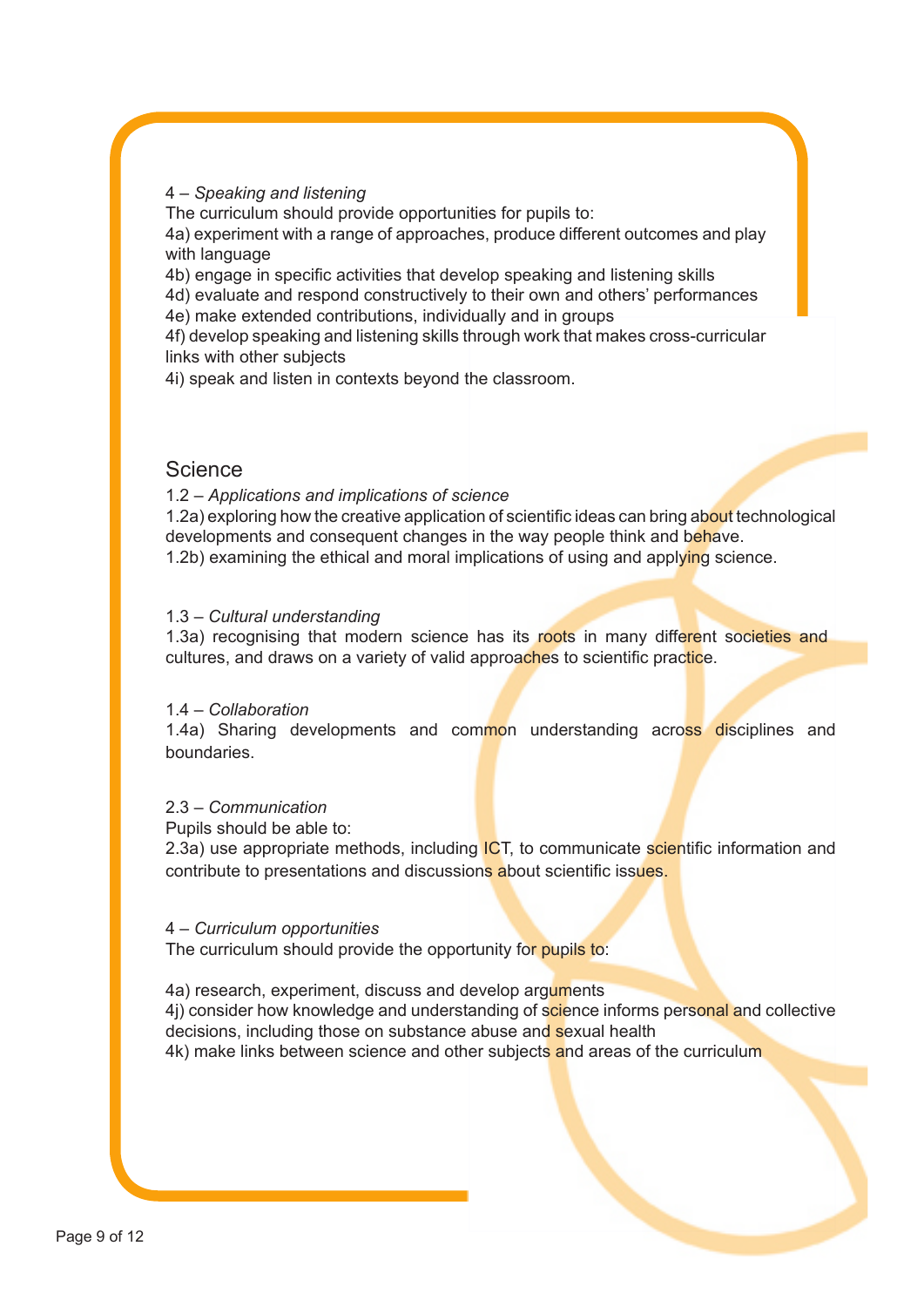4 – *Speaking and listening*

The curriculum should provide opportunities for pupils to:

4a) experiment with a range of approaches, produce different outcomes and play with language

4b) engage in specific activities that develop speaking and listening skills

4d) evaluate and respond constructively to their own and others' performances

4e) make extended contributions, individually and in groups

4f) develop speaking and listening skills through work that makes cross-curricular links with other subjects

4i) speak and listen in contexts beyond the classroom.

## Science

1.2 – *Applications and implications of science*

1.2a) exploring how the creative application of scientific ideas can bring about technological developments and consequent changes in the way people think and behave.

1.2b) examining the ethical and moral implications of using and applying science.

1.3 – *Cultural understanding*

1.3a) recognising that modern science has its roots in many different societies and cultures, and draws on a variety of valid approaches to scientific practice.

1.4 – *Collaboration*

1.4a) Sharing developments and common understanding across disciplines and boundaries.

2.3 – *Communication*

Pupils should be able to:

2.3a) use appropriate methods, including ICT, to communicate scientific information and contribute to presentations and discussions about scientific issues.

4 – *Curriculum opportunities*

The curriculum should provide the opportunity for pupils to:

4a) research, experiment, discuss and develop arguments

4j) consider how knowledge and understanding of science informs personal and collective decisions, including those on substance abuse and sexual health

4k) make links between science and other subjects and areas of the curriculum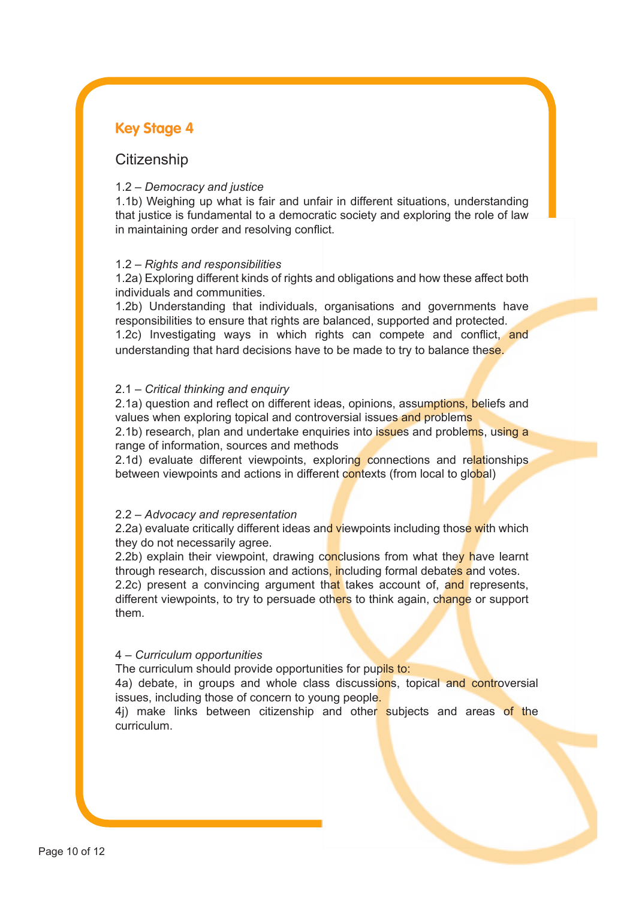## Key Stage 4

### Citizenship

1.2 – *Democracy and justice*
1.1b) Weighing up what is fair and unfair in different situations, understanding that justice is fundamental to a democratic society and exploring the role of law in maintaining order and resolving conflict.

1.2 – *Rights and responsibilities*
1.2a) Exploring different kinds of rights and obligations and how these affect both individuals and communities.
1.2b) Understanding that individuals, organisations and governments have responsibilities to ensure that rights are balanced, supported and protected.
1.2c) Investigating ways in which rights can compete and conflict, and understanding that hard decisions have to be made to try to balance these.

2.1 – *Critical thinking and enquiry*
2.1a) question and reflect on different ideas, opinions, assumptions, beliefs and values when exploring topical and controversial issues and problems
2.1b) research, plan and undertake enquiries into issues and problems, using a range of information, sources and methods
2.1d) evaluate different viewpoints, exploring connections and relationships between viewpoints and actions in different contexts (from local to global)

2.2 – *Advocacy and representation*
2.2a) evaluate critically different ideas and viewpoints including those with which they do not necessarily agree.
2.2b) explain their viewpoint, drawing conclusions from what they have learnt through research, discussion and actions, including formal debates and votes.
2.2c) present a convincing argument that takes account of, and represents, different viewpoints, to try to persuade others to think again, change or support them.

4 – *Curriculum opportunities*
The curriculum should provide opportunities for pupils to:
4a) debate, in groups and whole class discussions, topical and controversial issues, including those of concern to young people.
4j) make links between citizenship and other subjects and areas of the curriculum.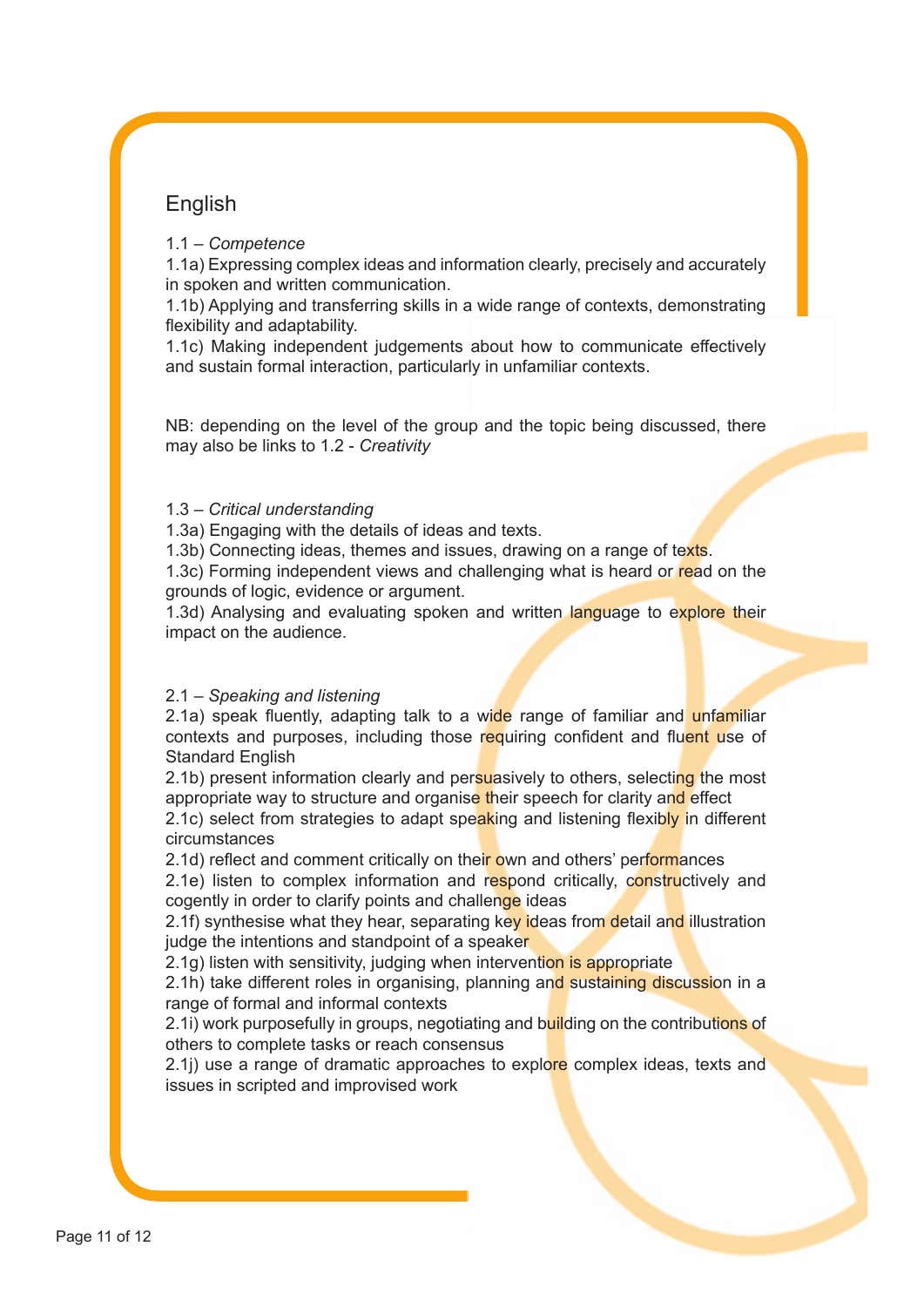## English

1.1 – *Competence*

1.1a) Expressing complex ideas and information clearly, precisely and accurately in spoken and written communication.

1.1b) Applying and transferring skills in a wide range of contexts, demonstrating flexibility and adaptability.

1.1c) Making independent judgements about how to communicate effectively and sustain formal interaction, particularly in unfamiliar contexts.

NB: depending on the level of the group and the topic being discussed, there may also be links to 1.2 - *Creativity*

1.3 – *Critical understanding*

1.3a) Engaging with the details of ideas and texts.

1.3b) Connecting ideas, themes and issues, drawing on a range of texts.

1.3c) Forming independent views and challenging what is heard or read on the grounds of logic, evidence or argument.

1.3d) Analysing and evaluating spoken and written language to explore their impact on the audience.

2.1 – *Speaking and listening*

2.1a) speak fluently, adapting talk to a wide range of familiar and unfamiliar contexts and purposes, including those requiring confident and fluent use of Standard English

2.1b) present information clearly and persuasively to others, selecting the most appropriate way to structure and organise their speech for clarity and effect

2.1c) select from strategies to adapt speaking and listening flexibly in different circumstances

2.1d) reflect and comment critically on their own and others' performances

2.1e) listen to complex information and respond critically, constructively and cogently in order to clarify points and challenge ideas

2.1f) synthesise what they hear, separating key ideas from detail and illustration judge the intentions and standpoint of a speaker

2.1g) listen with sensitivity, judging when intervention is appropriate

2.1h) take different roles in organising, planning and sustaining discussion in a range of formal and informal contexts

2.1i) work purposefully in groups, negotiating and building on the contributions of others to complete tasks or reach consensus

2.1j) use a range of dramatic approaches to explore complex ideas, texts and issues in scripted and improvised work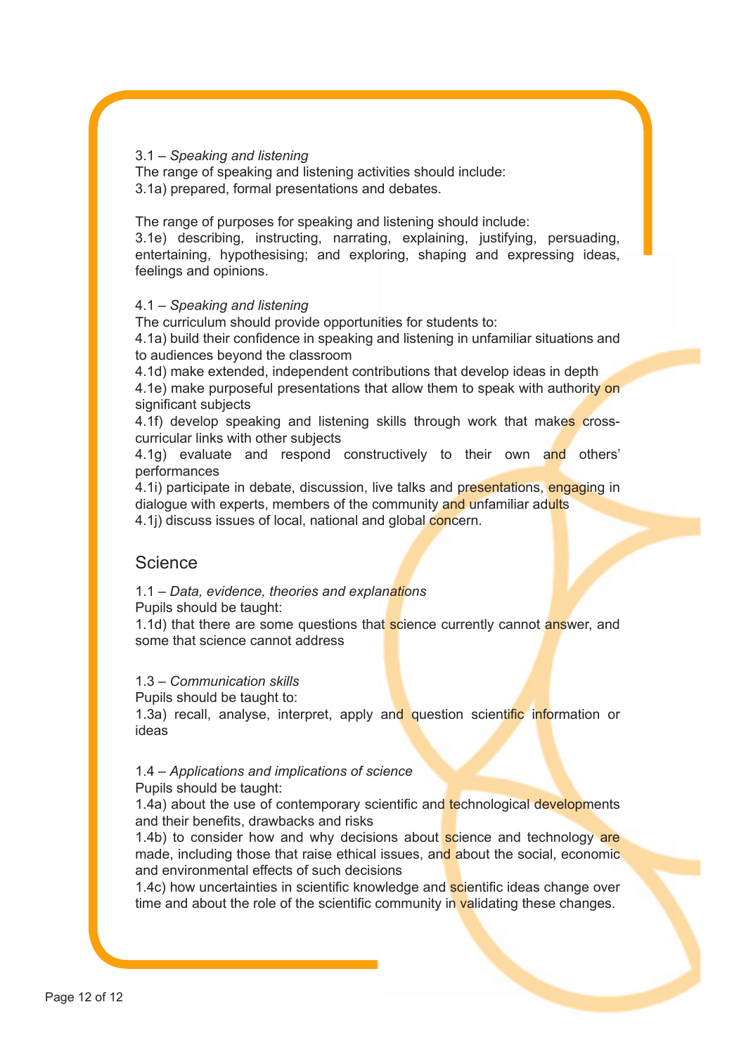3.1 – *Speaking and listening*

The range of speaking and listening activities should include:

3.1a) prepared, formal presentations and debates.

The range of purposes for speaking and listening should include:

3.1e) describing, instructing, narrating, explaining, justifying, persuading, entertaining, hypothesising; and exploring, shaping and expressing ideas, feelings and opinions.

4.1 – *Speaking and listening*

The curriculum should provide opportunities for students to:

4.1a) build their confidence in speaking and listening in unfamiliar situations and to audiences beyond the classroom

4.1d) make extended, independent contributions that develop ideas in depth

4.1e) make purposeful presentations that allow them to speak with authority on significant subjects

4.1f) develop speaking and listening skills through work that makes cross-curricular links with other subjects

4.1g) evaluate and respond constructively to their own and others' performances

4.1i) participate in debate, discussion, live talks and presentations, engaging in dialogue with experts, members of the community and unfamiliar adults

4.1j) discuss issues of local, national and global concern.

## Science

1.1 – *Data, evidence, theories and explanations*

Pupils should be taught:

1.1d) that there are some questions that science currently cannot answer, and some that science cannot address

1.3 – *Communication skills*

Pupils should be taught to:

1.3a) recall, analyse, interpret, apply and question scientific information or ideas

1.4 – *Applications and implications of science*

Pupils should be taught:

1.4a) about the use of contemporary scientific and technological developments and their benefits, drawbacks and risks

1.4b) to consider how and why decisions about science and technology are made, including those that raise ethical issues, and about the social, economic and environmental effects of such decisions

1.4c) how uncertainties in scientific knowledge and scientific ideas change over time and about the role of the scientific community in validating these changes.